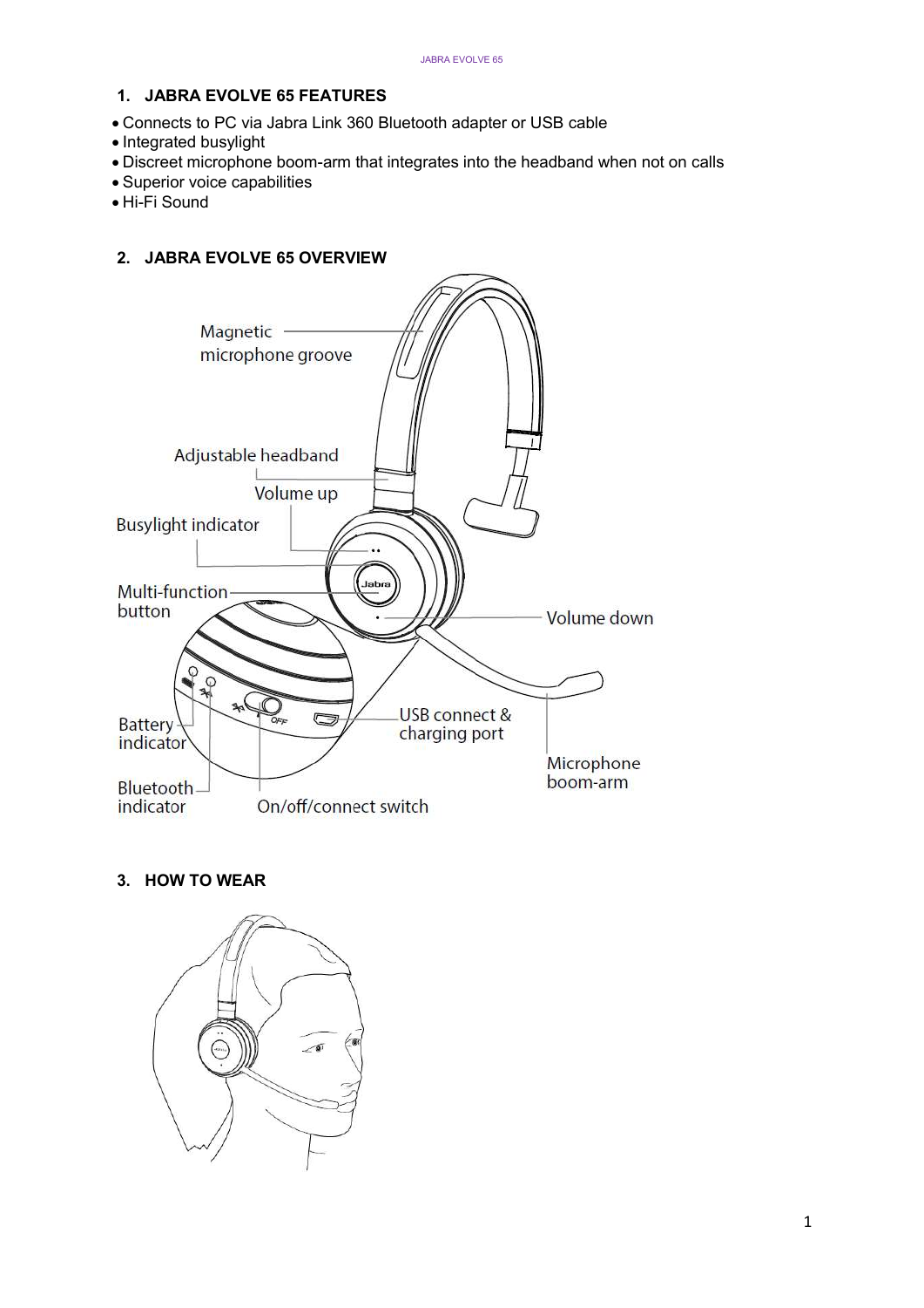## 1. JABRA EVOLVE 65 FEATURES

- Connects to PC via Jabra Link 360 Bluetooth adapter or USB cable
- Integrated busylight
- Discreet microphone boom-arm that integrates into the headband when not on calls
- Superior voice capabilities
- Hi-Fi Sound

## 2. JABRA EVOLVE 65 OVERVIEW

## 3. HOW TO WEAR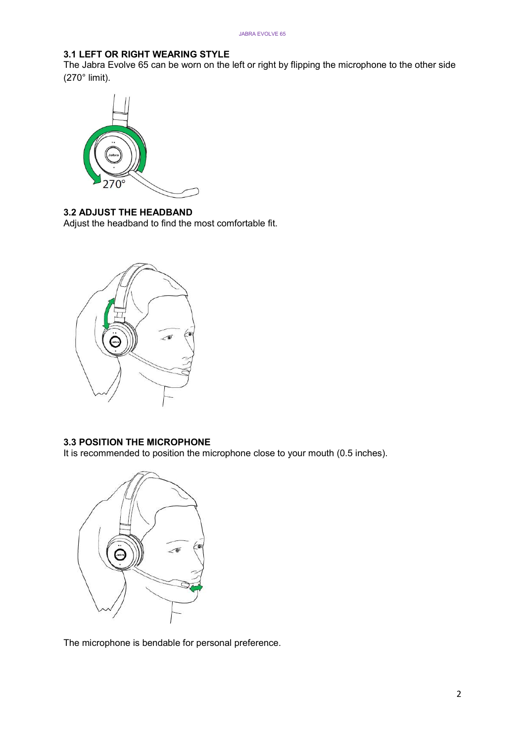### 3.1 LEFT OR RIGHT WEARING STYLE

The Jabra Evolve 65 can be worn on the left or right by flipping the microphone to the other side (270° limit).

### 3.2 ADJUST THE HEADBAND

Adjust the headband to find the most comfortable fit.

### 3.3 POSITION THE MICROPHONE

It is recommended to position the microphone close to your mouth (0.5 inches).

The microphone is bendable for personal preference.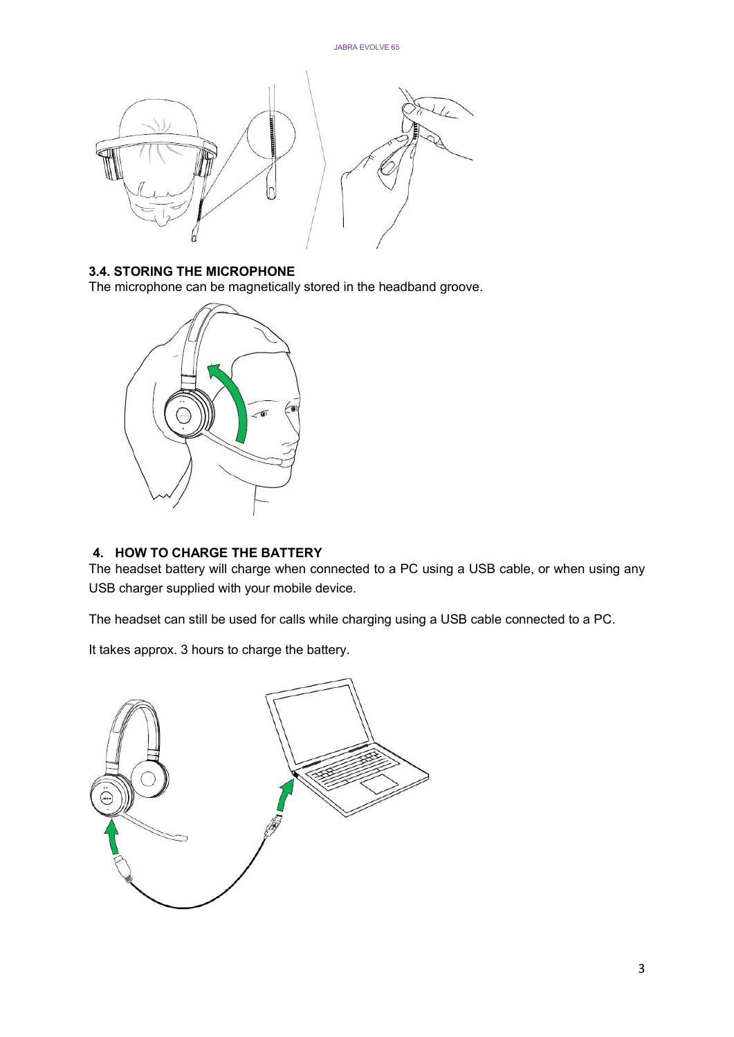### 3.4. STORING THE MICROPHONE

The microphone can be magnetically stored in the headband groove.

## 4. HOW TO CHARGE THE BATTERY

The headset battery will charge when connected to a PC using a USB cable, or when using any USB charger supplied with your mobile device.

The headset can still be used for calls while charging using a USB cable connected to a PC.

It takes approx. 3 hours to charge the battery.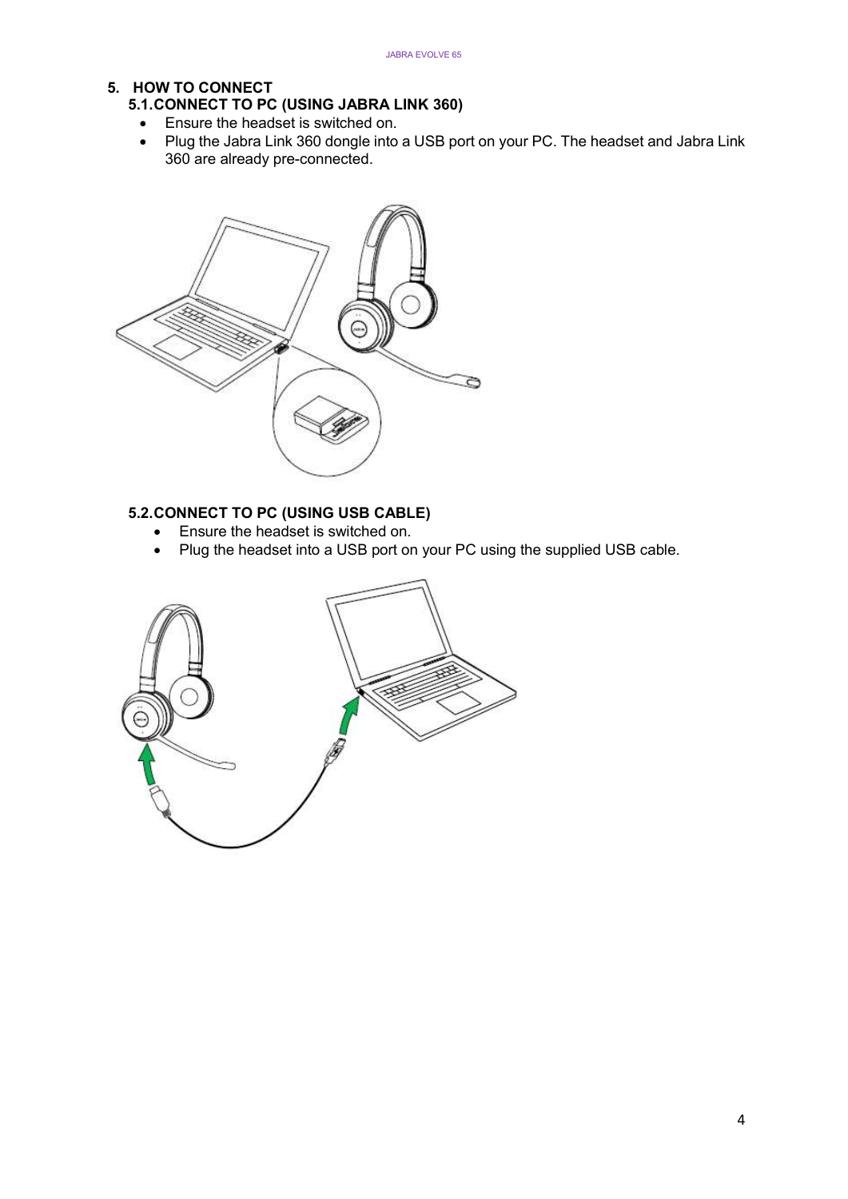# 5. HOW TO CONNECT

## 5.1. CONNECT TO PC (USING JABRA LINK 360)

- Ensure the headset is switched on.
- Plug the Jabra Link 360 dongle into a USB port on your PC. The headset and Jabra Link 360 are already pre-connected.

## 5.2. CONNECT TO PC (USING USB CABLE)

- Ensure the headset is switched on.
- Plug the headset into a USB port on your PC using the supplied USB cable.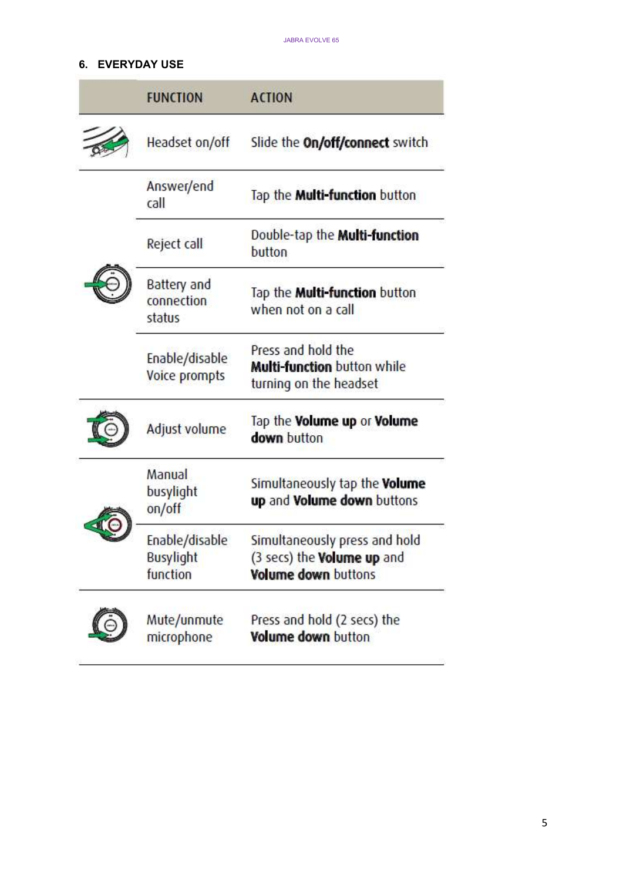## 6. EVERYDAY USE

| | FUNCTION | ACTION |
|---|---|---|
| | Headset on/off | Slide the **On/off/connect** switch |
| | Answer/end call | Tap the **Multi-function** button |
| | Reject call | Double-tap the **Multi-function** button |
| | Battery and connection status | Tap the **Multi-function** button when not on a call |
| | Enable/disable Voice prompts | Press and hold the **Multi-function** button while turning on the headset |
| | Adjust volume | Tap the **Volume up** or **Volume down** button |
| | Manual busylight on/off | Simultaneously tap the **Volume up** and **Volume down** buttons |
| | Enable/disable Busylight function | Simultaneously press and hold (3 secs) the **Volume up** and **Volume down** buttons |
| | Mute/unmute microphone | Press and hold (2 secs) the **Volume down** button |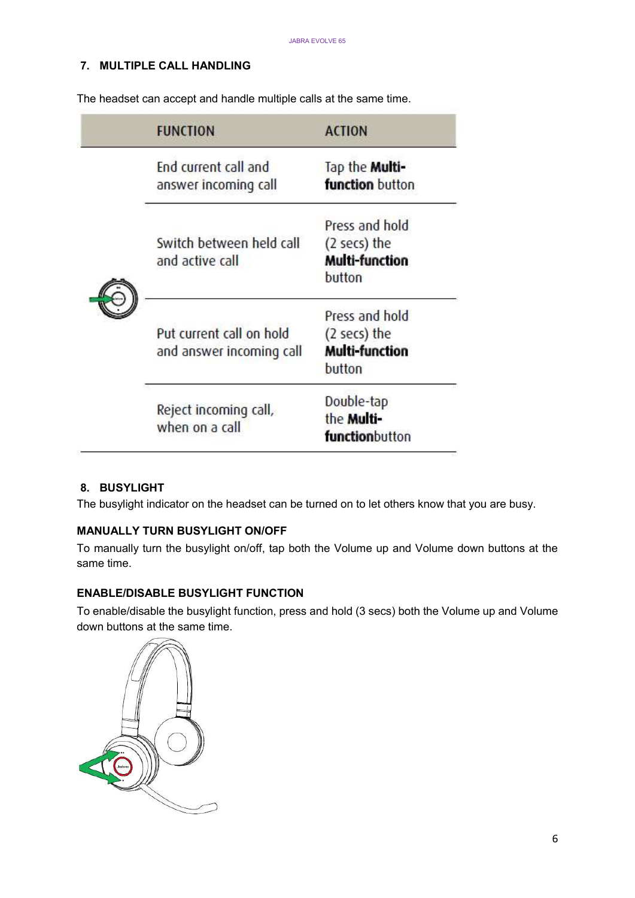## 7. MULTIPLE CALL HANDLING

The headset can accept and handle multiple calls at the same time.

| FUNCTION | ACTION |
|---|---|
| End current call and answer incoming call | Tap the **Multi-function** button |
| Switch between held call and active call | Press and hold (2 secs) the **Multi-function** button |
| Put current call on hold and answer incoming call | Press and hold (2 secs) the **Multi-function** button |
| Reject incoming call, when on a call | Double-tap the **Multi-function**button |

## 8. BUSYLIGHT

The busylight indicator on the headset can be turned on to let others know that you are busy.

### MANUALLY TURN BUSYLIGHT ON/OFF

To manually turn the busylight on/off, tap both the Volume up and Volume down buttons at the same time.

### ENABLE/DISABLE BUSYLIGHT FUNCTION

To enable/disable the busylight function, press and hold (3 secs) both the Volume up and Volume down buttons at the same time.